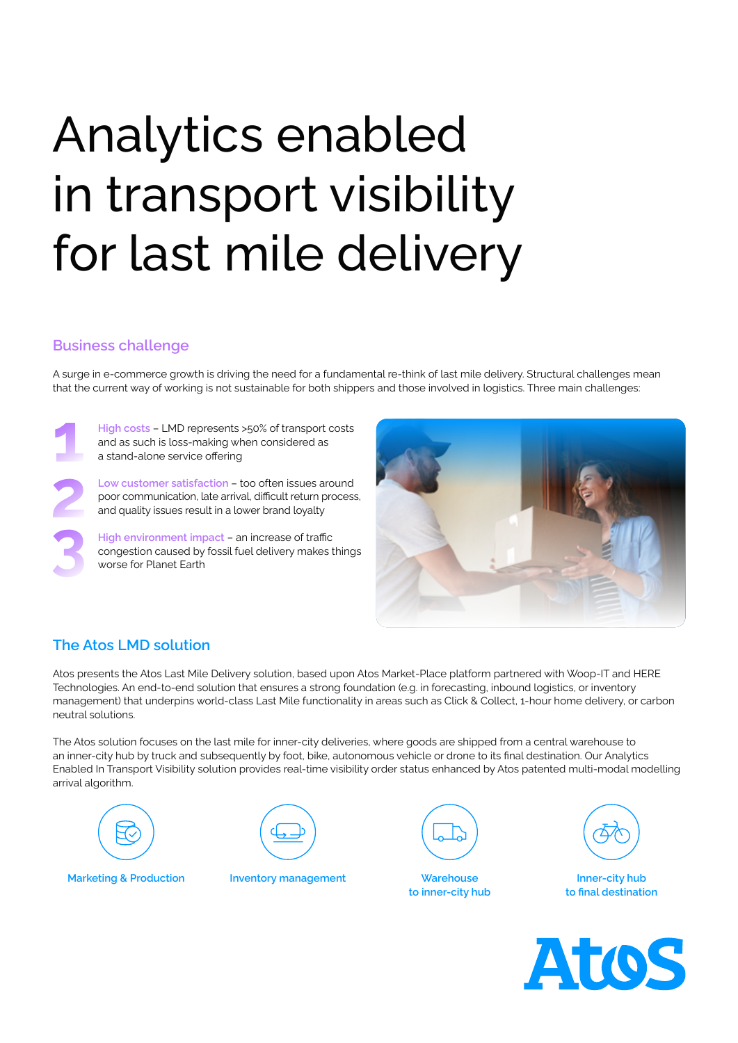# Analytics enabled in transport visibility for last mile delivery

## Business challenge

A surge in e-commerce growth is driving the need for a fundamental re-think of last mile delivery. Structural challenges mean that the current way of working is not sustainable for both shippers and those involved in logistics. Three main challenges:

1. **High costs** – LMD represents >50% of transport costs and as such is loss-making when considered as a stand-alone service offering
2. **Low customer satisfaction** – too often issues around poor communication, late arrival, difficult return process, and quality issues result in a lower brand loyalty
3. **High environment impact** – an increase of traffic congestion caused by fossil fuel delivery makes things worse for Planet Earth

## The Atos LMD solution

Atos presents the Atos Last Mile Delivery solution, based upon Atos Market-Place platform partnered with Woop-IT and HERE Technologies. An end-to-end solution that ensures a strong foundation (e.g. in forecasting, inbound logistics, or inventory management) that underpins world-class Last Mile functionality in areas such as Click & Collect, 1-hour home delivery, or carbon neutral solutions.

The Atos solution focuses on the last mile for inner-city deliveries, where goods are shipped from a central warehouse to an inner-city hub by truck and subsequently by foot, bike, autonomous vehicle or drone to its final destination. Our Analytics Enabled In Transport Visibility solution provides real-time visibility order status enhanced by Atos patented multi-modal modelling arrival algorithm.

- Marketing & Production
- Inventory management
- Warehouse to inner-city hub
- Inner-city hub to final destination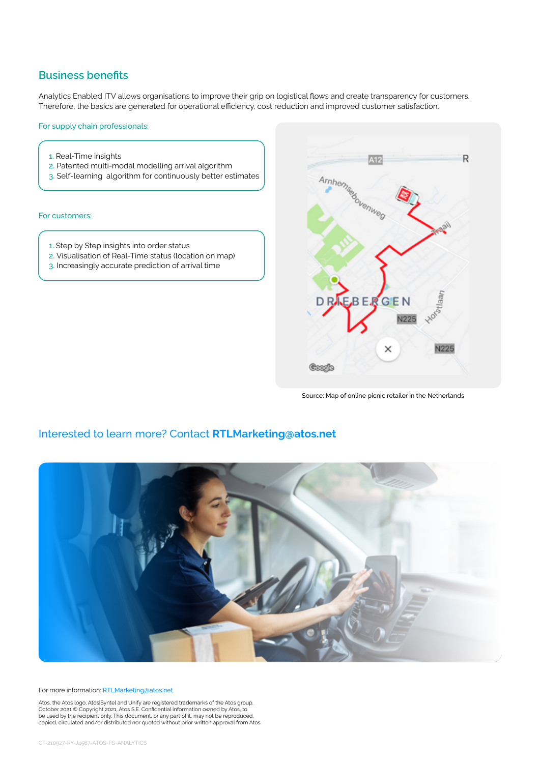## Business benefits

Analytics Enabled ITV allows organisations to improve their grip on logistical flows and create transparency for customers. Therefore, the basics are generated for operational efficiency, cost reduction and improved customer satisfaction.

For supply chain professionals:

1. Real-Time insights
2. Patented multi-modal modelling arrival algorithm
3. Self-learning algorithm for continuously better estimates

For customers:

1. Step by Step insights into order status
2. Visualisation of Real-Time status (location on map)
3. Increasingly accurate prediction of arrival time

Source: Map of online picnic retailer in the Netherlands

### Interested to learn more? Contact **RTLMarketing@atos.net**

For more information: RTLMarketing@atos.net

Atos, the Atos logo, Atos|Syntel and Unify are registered trademarks of the Atos group. October 2021 © Copyright 2021, Atos S.E. Confidential information owned by Atos, to be used by the recipient only. This document, or any part of it, may not be reproduced, copied, circulated and/or distributed nor quoted without prior written approval from Atos.

CT-210927-RY-J4567-ATOS-FS-ANALYTICS